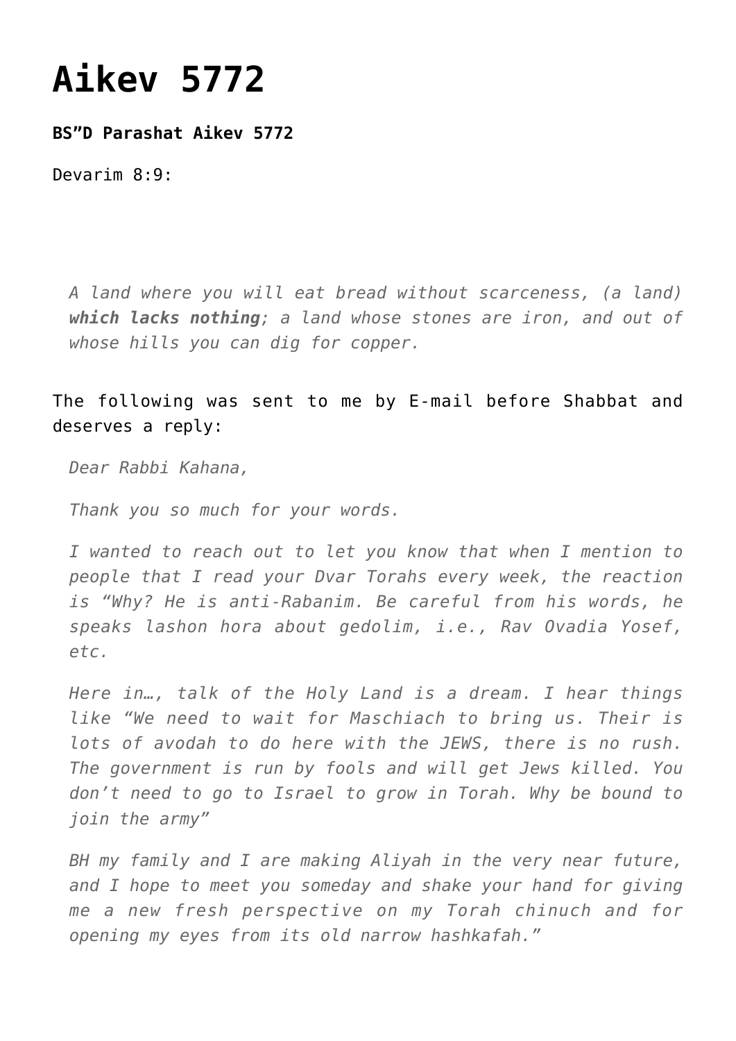# Aikev 5772

**BS"D Parashat Aikev 5772**

Devarim 8:9:

> *A land where you will eat bread without scarceness, (a land)* ***which lacks nothing****; a land whose stones are iron, and out of whose hills you can dig for copper.*

The following was sent to me by E-mail before Shabbat and deserves a reply:

> *Dear Rabbi Kahana,*
>
> *Thank you so much for your words.*
>
> *I wanted to reach out to let you know that when I mention to people that I read your Dvar Torahs every week, the reaction is "Why? He is anti-Rabanim. Be careful from his words, he speaks lashon hora about gedolim, i.e., Rav Ovadia Yosef, etc.*
>
> *Here in…, talk of the Holy Land is a dream. I hear things like "We need to wait for Maschiach to bring us. Their is lots of avodah to do here with the JEWS, there is no rush. The government is run by fools and will get Jews killed. You don't need to go to Israel to grow in Torah. Why be bound to join the army"*
>
> *BH my family and I are making Aliyah in the very near future, and I hope to meet you someday and shake your hand for giving me a new fresh perspective on my Torah chinuch and for opening my eyes from its old narrow hashkafah."*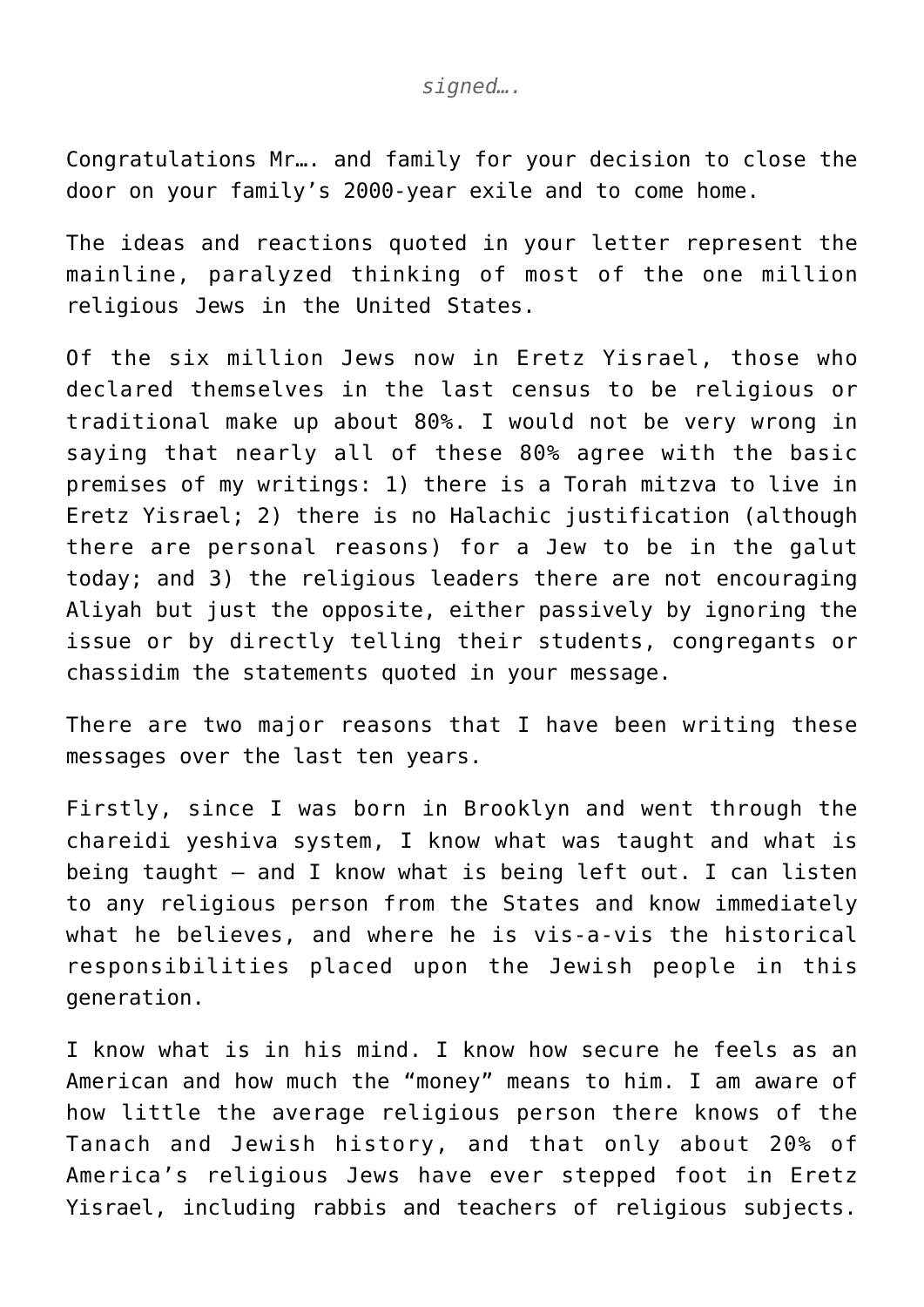*signed….*

Congratulations Mr…. and family for your decision to close the door on your family's 2000-year exile and to come home.

The ideas and reactions quoted in your letter represent the mainline, paralyzed thinking of most of the one million religious Jews in the United States.

Of the six million Jews now in Eretz Yisrael, those who declared themselves in the last census to be religious or traditional make up about 80%. I would not be very wrong in saying that nearly all of these 80% agree with the basic premises of my writings: 1) there is a Torah mitzva to live in Eretz Yisrael; 2) there is no Halachic justification (although there are personal reasons) for a Jew to be in the galut today; and 3) the religious leaders there are not encouraging Aliyah but just the opposite, either passively by ignoring the issue or by directly telling their students, congregants or chassidim the statements quoted in your message.

There are two major reasons that I have been writing these messages over the last ten years.

Firstly, since I was born in Brooklyn and went through the chareidi yeshiva system, I know what was taught and what is being taught – and I know what is being left out. I can listen to any religious person from the States and know immediately what he believes, and where he is vis-a-vis the historical responsibilities placed upon the Jewish people in this generation.

I know what is in his mind. I know how secure he feels as an American and how much the "money" means to him. I am aware of how little the average religious person there knows of the Tanach and Jewish history, and that only about 20% of America's religious Jews have ever stepped foot in Eretz Yisrael, including rabbis and teachers of religious subjects.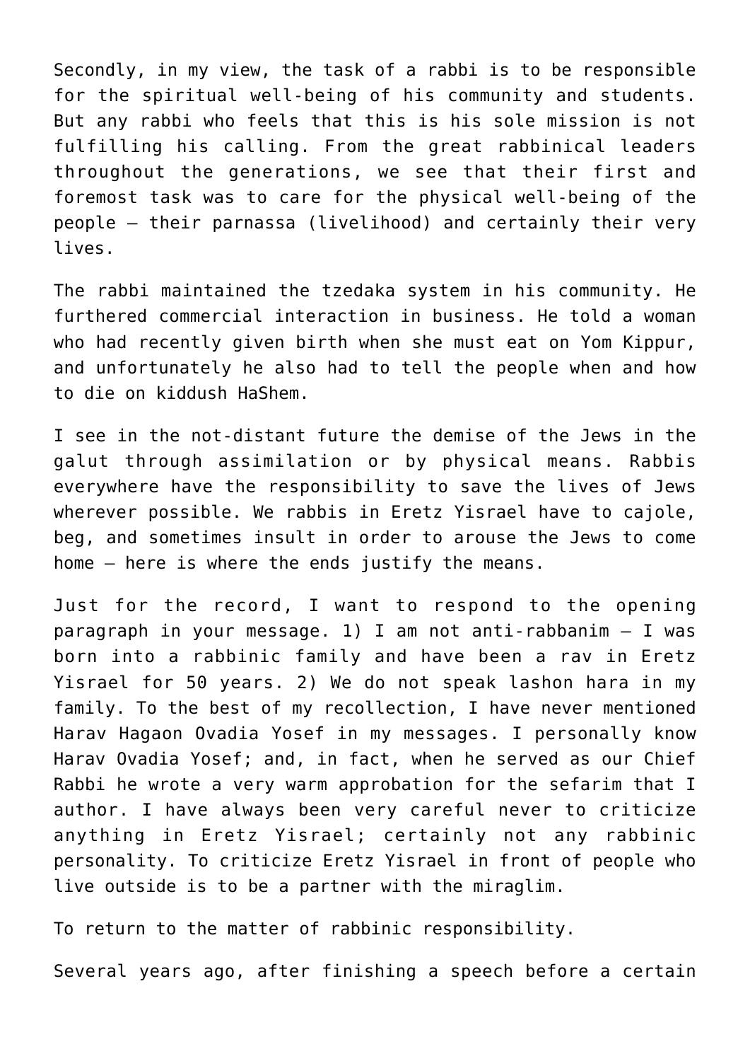Secondly, in my view, the task of a rabbi is to be responsible for the spiritual well-being of his community and students. But any rabbi who feels that this is his sole mission is not fulfilling his calling. From the great rabbinical leaders throughout the generations, we see that their first and foremost task was to care for the physical well-being of the people – their parnassa (livelihood) and certainly their very lives.

The rabbi maintained the tzedaka system in his community. He furthered commercial interaction in business. He told a woman who had recently given birth when she must eat on Yom Kippur, and unfortunately he also had to tell the people when and how to die on kiddush HaShem.

I see in the not-distant future the demise of the Jews in the galut through assimilation or by physical means. Rabbis everywhere have the responsibility to save the lives of Jews wherever possible. We rabbis in Eretz Yisrael have to cajole, beg, and sometimes insult in order to arouse the Jews to come home – here is where the ends justify the means.

Just for the record, I want to respond to the opening paragraph in your message. 1) I am not anti-rabbanim – I was born into a rabbinic family and have been a rav in Eretz Yisrael for 50 years. 2) We do not speak lashon hara in my family. To the best of my recollection, I have never mentioned Harav Hagaon Ovadia Yosef in my messages. I personally know Harav Ovadia Yosef; and, in fact, when he served as our Chief Rabbi he wrote a very warm approbation for the sefarim that I author. I have always been very careful never to criticize anything in Eretz Yisrael; certainly not any rabbinic personality. To criticize Eretz Yisrael in front of people who live outside is to be a partner with the miraglim.

To return to the matter of rabbinic responsibility.

Several years ago, after finishing a speech before a certain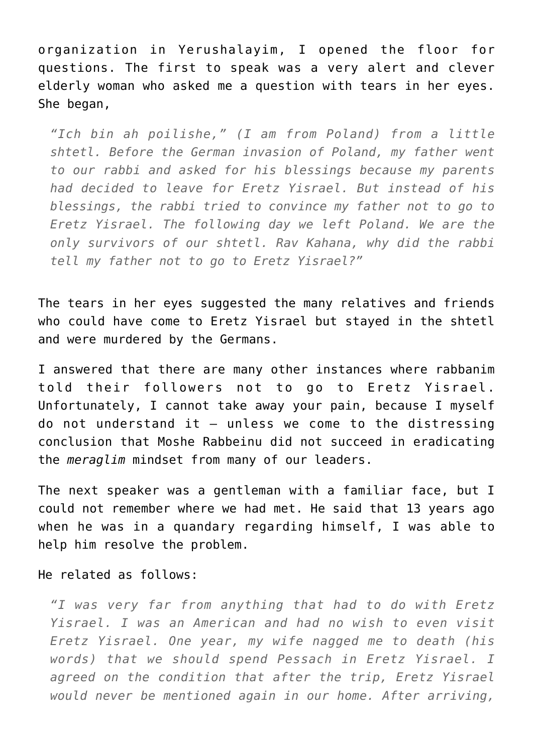organization in Yerushalayim, I opened the floor for questions. The first to speak was a very alert and clever elderly woman who asked me a question with tears in her eyes. She began,

> *"Ich bin ah poilishe," (I am from Poland) from a little shtetl. Before the German invasion of Poland, my father went to our rabbi and asked for his blessings because my parents had decided to leave for Eretz Yisrael. But instead of his blessings, the rabbi tried to convince my father not to go to Eretz Yisrael. The following day we left Poland. We are the only survivors of our shtetl. Rav Kahana, why did the rabbi tell my father not to go to Eretz Yisrael?"*

The tears in her eyes suggested the many relatives and friends who could have come to Eretz Yisrael but stayed in the shtetl and were murdered by the Germans.

I answered that there are many other instances where rabbanim told their followers not to go to Eretz Yisrael. Unfortunately, I cannot take away your pain, because I myself do not understand it – unless we come to the distressing conclusion that Moshe Rabbeinu did not succeed in eradicating the *meraglim* mindset from many of our leaders.

The next speaker was a gentleman with a familiar face, but I could not remember where we had met. He said that 13 years ago when he was in a quandary regarding himself, I was able to help him resolve the problem.

He related as follows:

> *"I was very far from anything that had to do with Eretz Yisrael. I was an American and had no wish to even visit Eretz Yisrael. One year, my wife nagged me to death (his words) that we should spend Pessach in Eretz Yisrael. I agreed on the condition that after the trip, Eretz Yisrael would never be mentioned again in our home. After arriving,*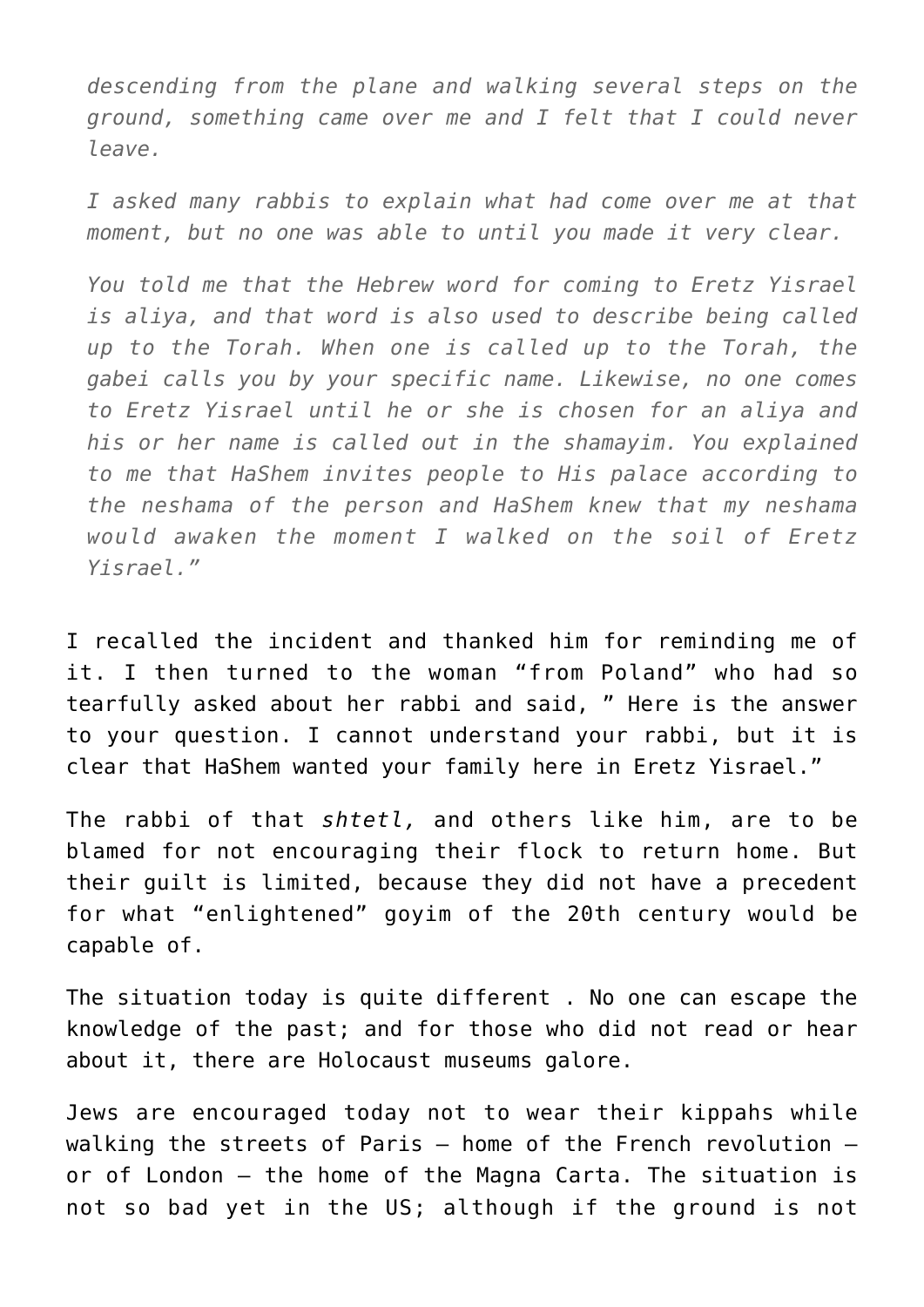> *descending from the plane and walking several steps on the ground, something came over me and I felt that I could never leave.*
>
> *I asked many rabbis to explain what had come over me at that moment, but no one was able to until you made it very clear.*
>
> *You told me that the Hebrew word for coming to Eretz Yisrael is aliya, and that word is also used to describe being called up to the Torah. When one is called up to the Torah, the gabei calls you by your specific name. Likewise, no one comes to Eretz Yisrael until he or she is chosen for an aliya and his or her name is called out in the shamayim. You explained to me that HaShem invites people to His palace according to the neshama of the person and HaShem knew that my neshama would awaken the moment I walked on the soil of Eretz Yisrael."*

I recalled the incident and thanked him for reminding me of it. I then turned to the woman "from Poland" who had so tearfully asked about her rabbi and said, " Here is the answer to your question. I cannot understand your rabbi, but it is clear that HaShem wanted your family here in Eretz Yisrael."

The rabbi of that *shtetl,* and others like him, are to be blamed for not encouraging their flock to return home. But their guilt is limited, because they did not have a precedent for what "enlightened" goyim of the 20th century would be capable of.

The situation today is quite different . No one can escape the knowledge of the past; and for those who did not read or hear about it, there are Holocaust museums galore.

Jews are encouraged today not to wear their kippahs while walking the streets of Paris – home of the French revolution – or of London – the home of the Magna Carta. The situation is not so bad yet in the US; although if the ground is not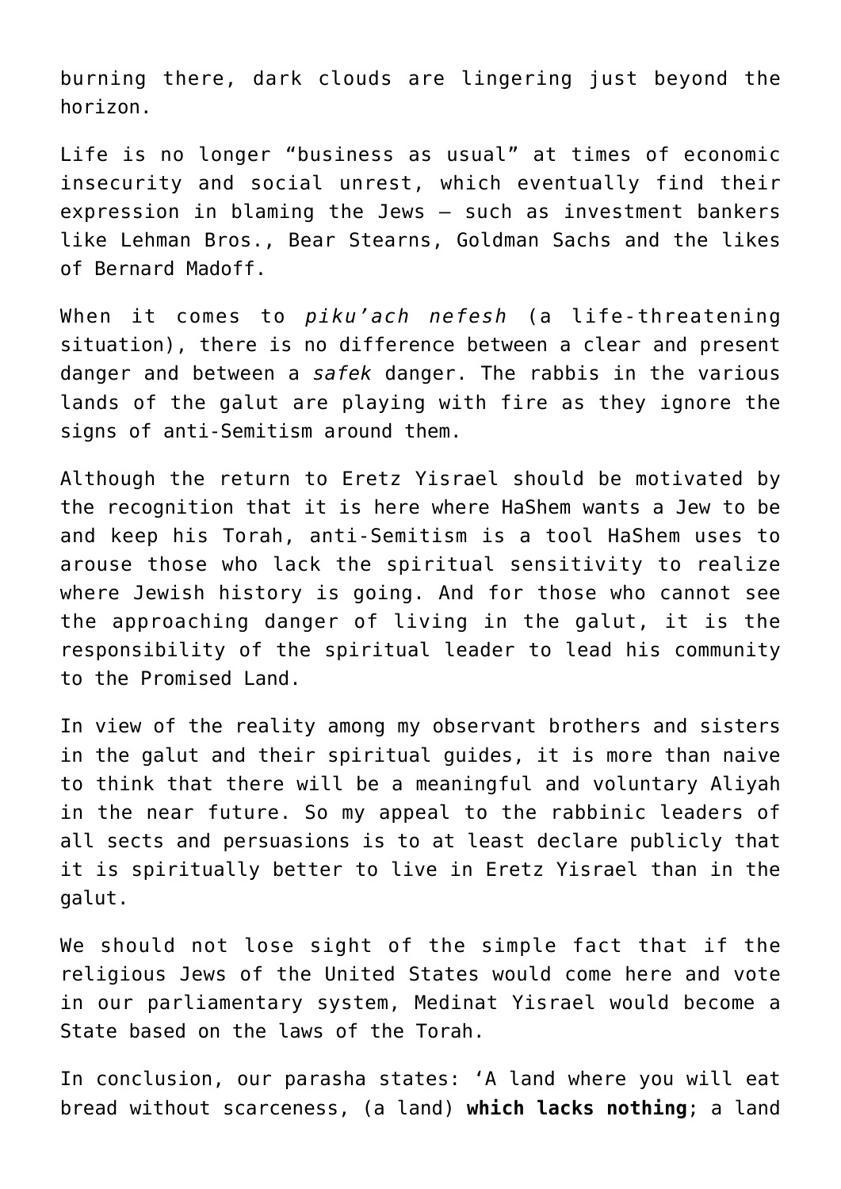burning there, dark clouds are lingering just beyond the horizon.

Life is no longer "business as usual" at times of economic insecurity and social unrest, which eventually find their expression in blaming the Jews – such as investment bankers like Lehman Bros., Bear Stearns, Goldman Sachs and the likes of Bernard Madoff.

When it comes to *piku'ach nefesh* (a life-threatening situation), there is no difference between a clear and present danger and between a *safek* danger. The rabbis in the various lands of the galut are playing with fire as they ignore the signs of anti-Semitism around them.

Although the return to Eretz Yisrael should be motivated by the recognition that it is here where HaShem wants a Jew to be and keep his Torah, anti-Semitism is a tool HaShem uses to arouse those who lack the spiritual sensitivity to realize where Jewish history is going. And for those who cannot see the approaching danger of living in the galut, it is the responsibility of the spiritual leader to lead his community to the Promised Land.

In view of the reality among my observant brothers and sisters in the galut and their spiritual guides, it is more than naive to think that there will be a meaningful and voluntary Aliyah in the near future. So my appeal to the rabbinic leaders of all sects and persuasions is to at least declare publicly that it is spiritually better to live in Eretz Yisrael than in the galut.

We should not lose sight of the simple fact that if the religious Jews of the United States would come here and vote in our parliamentary system, Medinat Yisrael would become a State based on the laws of the Torah.

In conclusion, our parasha states: 'A land where you will eat bread without scarceness, (a land) **which lacks nothing**; a land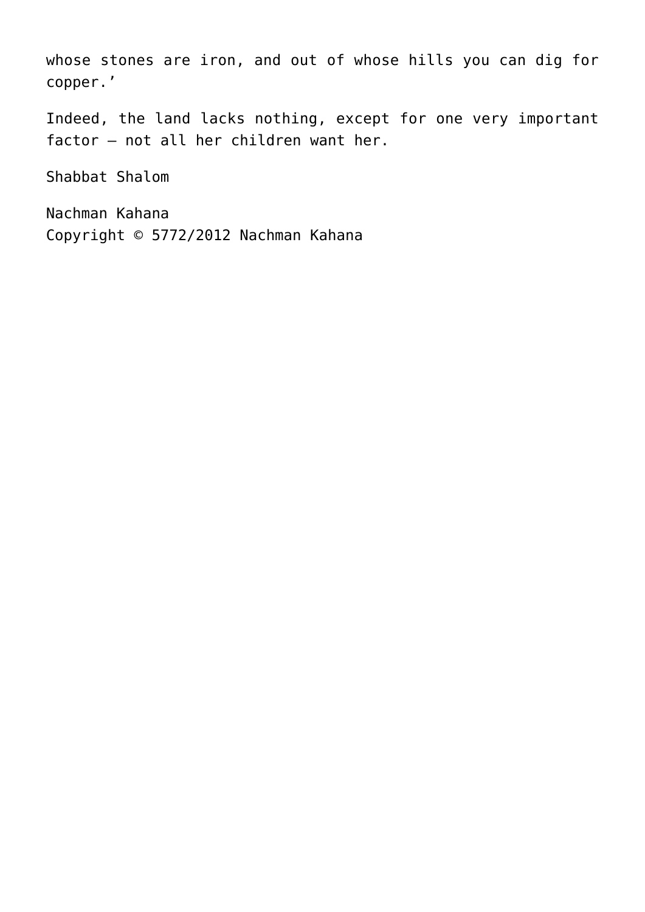whose stones are iron, and out of whose hills you can dig for copper.’

Indeed, the land lacks nothing, except for one very important factor – not all her children want her.

Shabbat Shalom

Nachman Kahana
Copyright © 5772/2012 Nachman Kahana